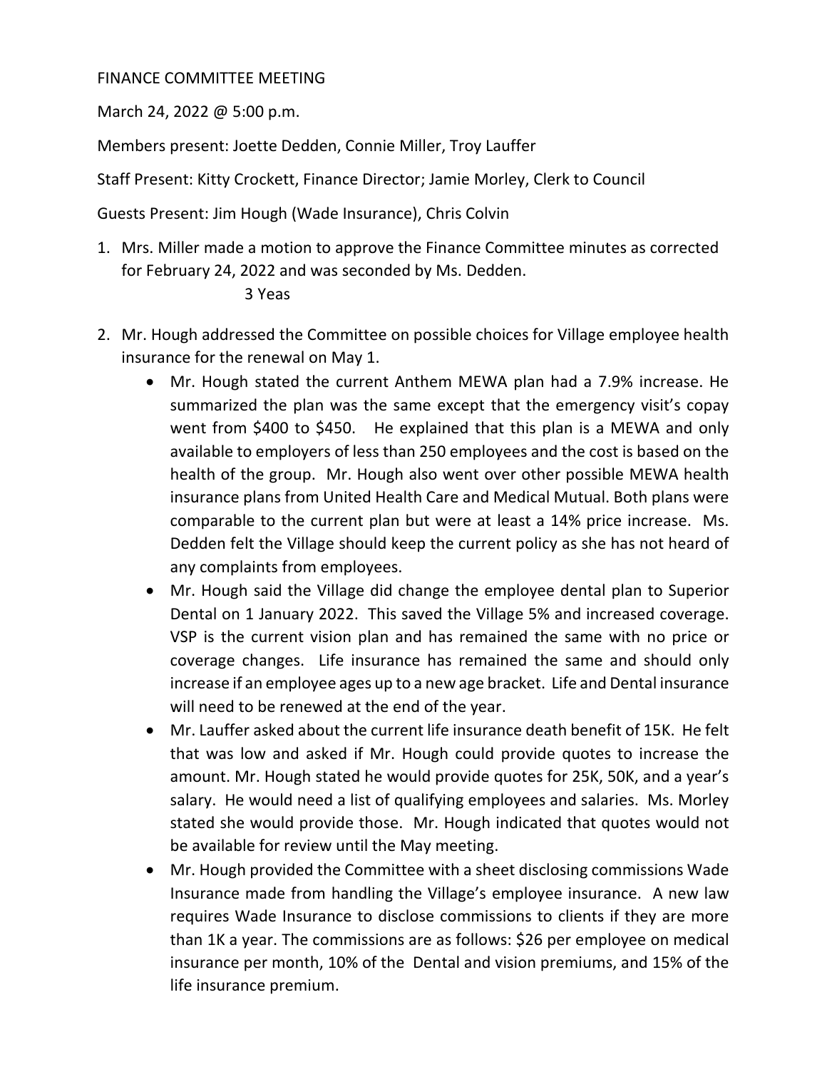FINANCE COMMITTEE MEETING

March 24, 2022 @ 5:00 p.m.

Members present: Joette Dedden, Connie Miller, Troy Lauffer

Staff Present: Kitty Crockett, Finance Director; Jamie Morley, Clerk to Council

Guests Present: Jim Hough (Wade Insurance), Chris Colvin

1. Mrs. Miller made a motion to approve the Finance Committee minutes as corrected for February 24, 2022 and was seconded by Ms. Dedden.

   3 Yeas

2. Mr. Hough addressed the Committee on possible choices for Village employee health insurance for the renewal on May 1.
   - Mr. Hough stated the current Anthem MEWA plan had a 7.9% increase. He summarized the plan was the same except that the emergency visit's copay went from $400 to $450. He explained that this plan is a MEWA and only available to employers of less than 250 employees and the cost is based on the health of the group. Mr. Hough also went over other possible MEWA health insurance plans from United Health Care and Medical Mutual. Both plans were comparable to the current plan but were at least a 14% price increase. Ms. Dedden felt the Village should keep the current policy as she has not heard of any complaints from employees.
   - Mr. Hough said the Village did change the employee dental plan to Superior Dental on 1 January 2022. This saved the Village 5% and increased coverage. VSP is the current vision plan and has remained the same with no price or coverage changes. Life insurance has remained the same and should only increase if an employee ages up to a new age bracket. Life and Dental insurance will need to be renewed at the end of the year.
   - Mr. Lauffer asked about the current life insurance death benefit of 15K. He felt that was low and asked if Mr. Hough could provide quotes to increase the amount. Mr. Hough stated he would provide quotes for 25K, 50K, and a year's salary. He would need a list of qualifying employees and salaries. Ms. Morley stated she would provide those. Mr. Hough indicated that quotes would not be available for review until the May meeting.
   - Mr. Hough provided the Committee with a sheet disclosing commissions Wade Insurance made from handling the Village's employee insurance. A new law requires Wade Insurance to disclose commissions to clients if they are more than 1K a year. The commissions are as follows: $26 per employee on medical insurance per month, 10% of the Dental and vision premiums, and 15% of the life insurance premium.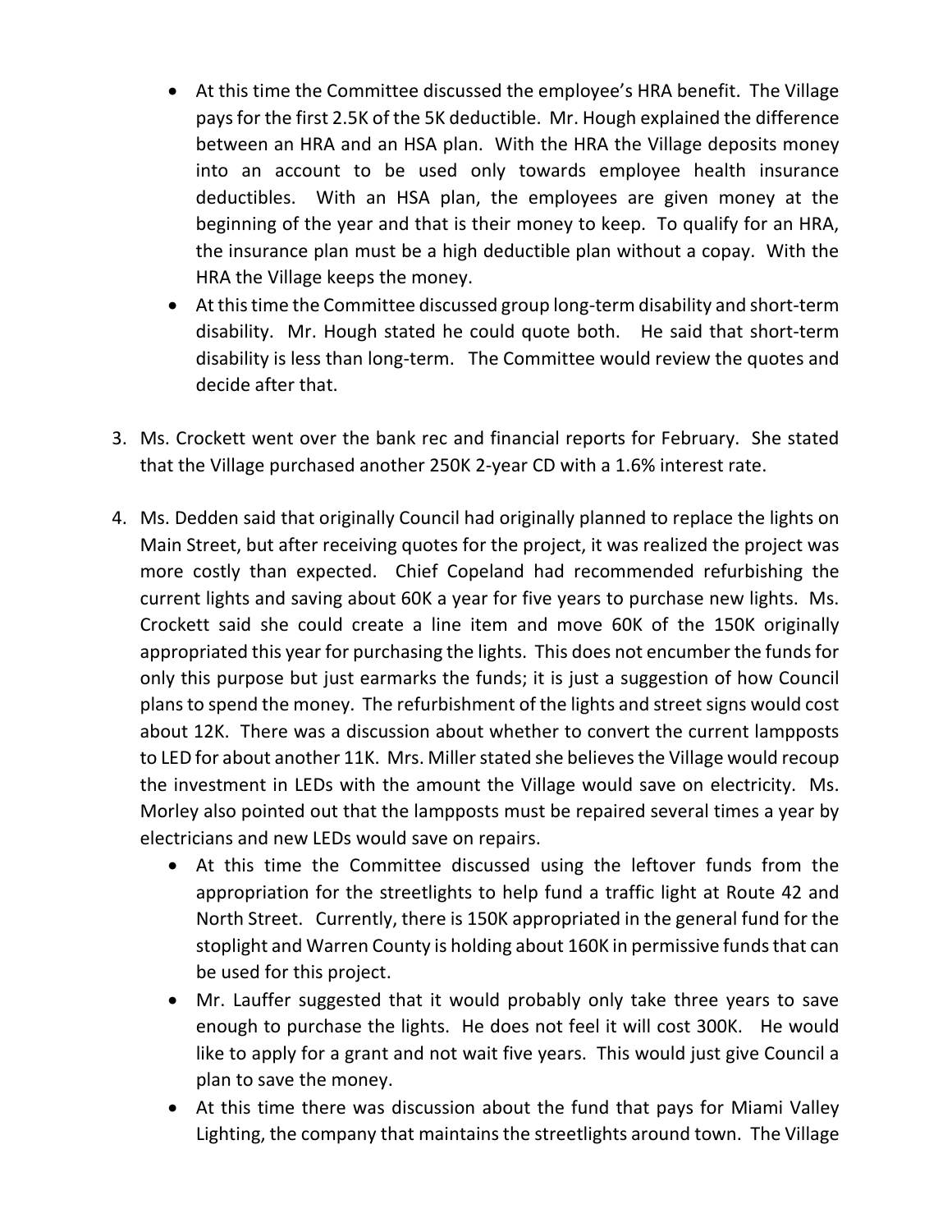- At this time the Committee discussed the employee's HRA benefit. The Village pays for the first 2.5K of the 5K deductible. Mr. Hough explained the difference between an HRA and an HSA plan. With the HRA the Village deposits money into an account to be used only towards employee health insurance deductibles. With an HSA plan, the employees are given money at the beginning of the year and that is their money to keep. To qualify for an HRA, the insurance plan must be a high deductible plan without a copay. With the HRA the Village keeps the money.
- At this time the Committee discussed group long-term disability and short-term disability. Mr. Hough stated he could quote both. He said that short-term disability is less than long-term. The Committee would review the quotes and decide after that.

3. Ms. Crockett went over the bank rec and financial reports for February. She stated that the Village purchased another 250K 2-year CD with a 1.6% interest rate.

4. Ms. Dedden said that originally Council had originally planned to replace the lights on Main Street, but after receiving quotes for the project, it was realized the project was more costly than expected. Chief Copeland had recommended refurbishing the current lights and saving about 60K a year for five years to purchase new lights. Ms. Crockett said she could create a line item and move 60K of the 150K originally appropriated this year for purchasing the lights. This does not encumber the funds for only this purpose but just earmarks the funds; it is just a suggestion of how Council plans to spend the money. The refurbishment of the lights and street signs would cost about 12K. There was a discussion about whether to convert the current lampposts to LED for about another 11K. Mrs. Miller stated she believes the Village would recoup the investment in LEDs with the amount the Village would save on electricity. Ms. Morley also pointed out that the lampposts must be repaired several times a year by electricians and new LEDs would save on repairs.
   - At this time the Committee discussed using the leftover funds from the appropriation for the streetlights to help fund a traffic light at Route 42 and North Street. Currently, there is 150K appropriated in the general fund for the stoplight and Warren County is holding about 160K in permissive funds that can be used for this project.
   - Mr. Lauffer suggested that it would probably only take three years to save enough to purchase the lights. He does not feel it will cost 300K. He would like to apply for a grant and not wait five years. This would just give Council a plan to save the money.
   - At this time there was discussion about the fund that pays for Miami Valley Lighting, the company that maintains the streetlights around town. The Village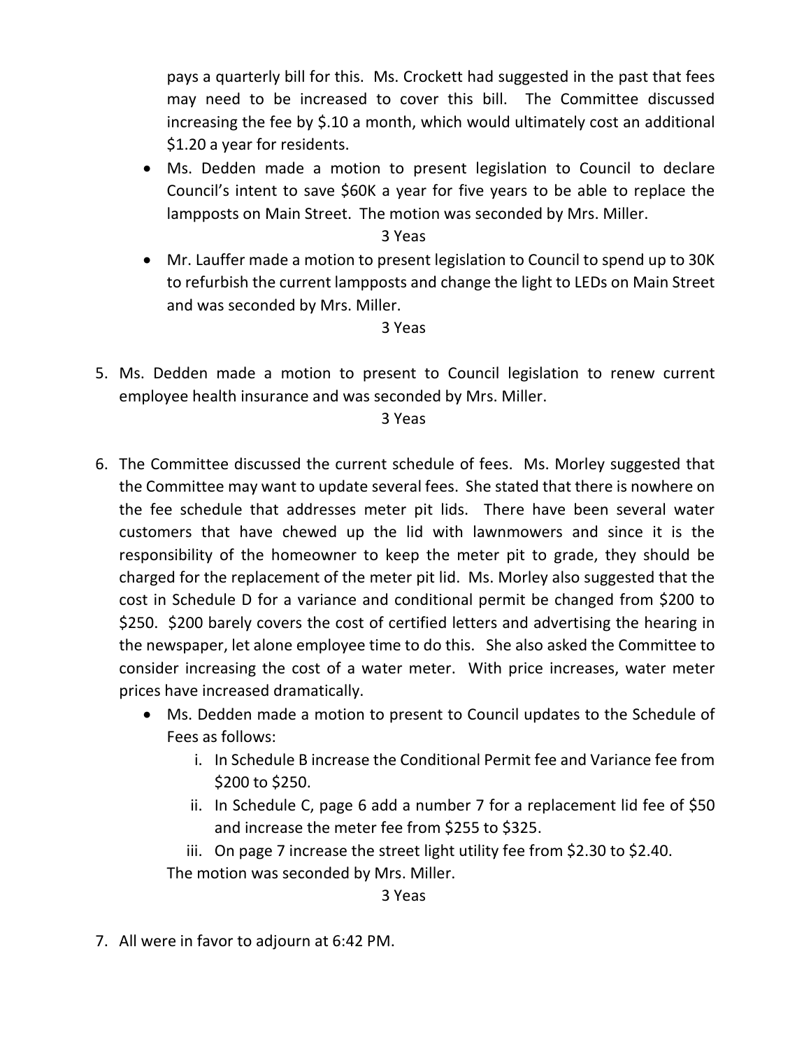pays a quarterly bill for this. Ms. Crockett had suggested in the past that fees may need to be increased to cover this bill. The Committee discussed increasing the fee by $.10 a month, which would ultimately cost an additional $1.20 a year for residents.

- Ms. Dedden made a motion to present legislation to Council to declare Council's intent to save $60K a year for five years to be able to replace the lampposts on Main Street. The motion was seconded by Mrs. Miller.

  3 Yeas

- Mr. Lauffer made a motion to present legislation to Council to spend up to 30K to refurbish the current lampposts and change the light to LEDs on Main Street and was seconded by Mrs. Miller.

  3 Yeas

5. Ms. Dedden made a motion to present to Council legislation to renew current employee health insurance and was seconded by Mrs. Miller.

   3 Yeas

6. The Committee discussed the current schedule of fees. Ms. Morley suggested that the Committee may want to update several fees. She stated that there is nowhere on the fee schedule that addresses meter pit lids. There have been several water customers that have chewed up the lid with lawnmowers and since it is the responsibility of the homeowner to keep the meter pit to grade, they should be charged for the replacement of the meter pit lid. Ms. Morley also suggested that the cost in Schedule D for a variance and conditional permit be changed from $200 to $250. $200 barely covers the cost of certified letters and advertising the hearing in the newspaper, let alone employee time to do this. She also asked the Committee to consider increasing the cost of a water meter. With price increases, water meter prices have increased dramatically.

   - Ms. Dedden made a motion to present to Council updates to the Schedule of Fees as follows:
     i. In Schedule B increase the Conditional Permit fee and Variance fee from $200 to $250.
     ii. In Schedule C, page 6 add a number 7 for a replacement lid fee of $50 and increase the meter fee from $255 to $325.
     iii. On page 7 increase the street light utility fee from $2.30 to $2.40.

     The motion was seconded by Mrs. Miller.

     3 Yeas

7. All were in favor to adjourn at 6:42 PM.